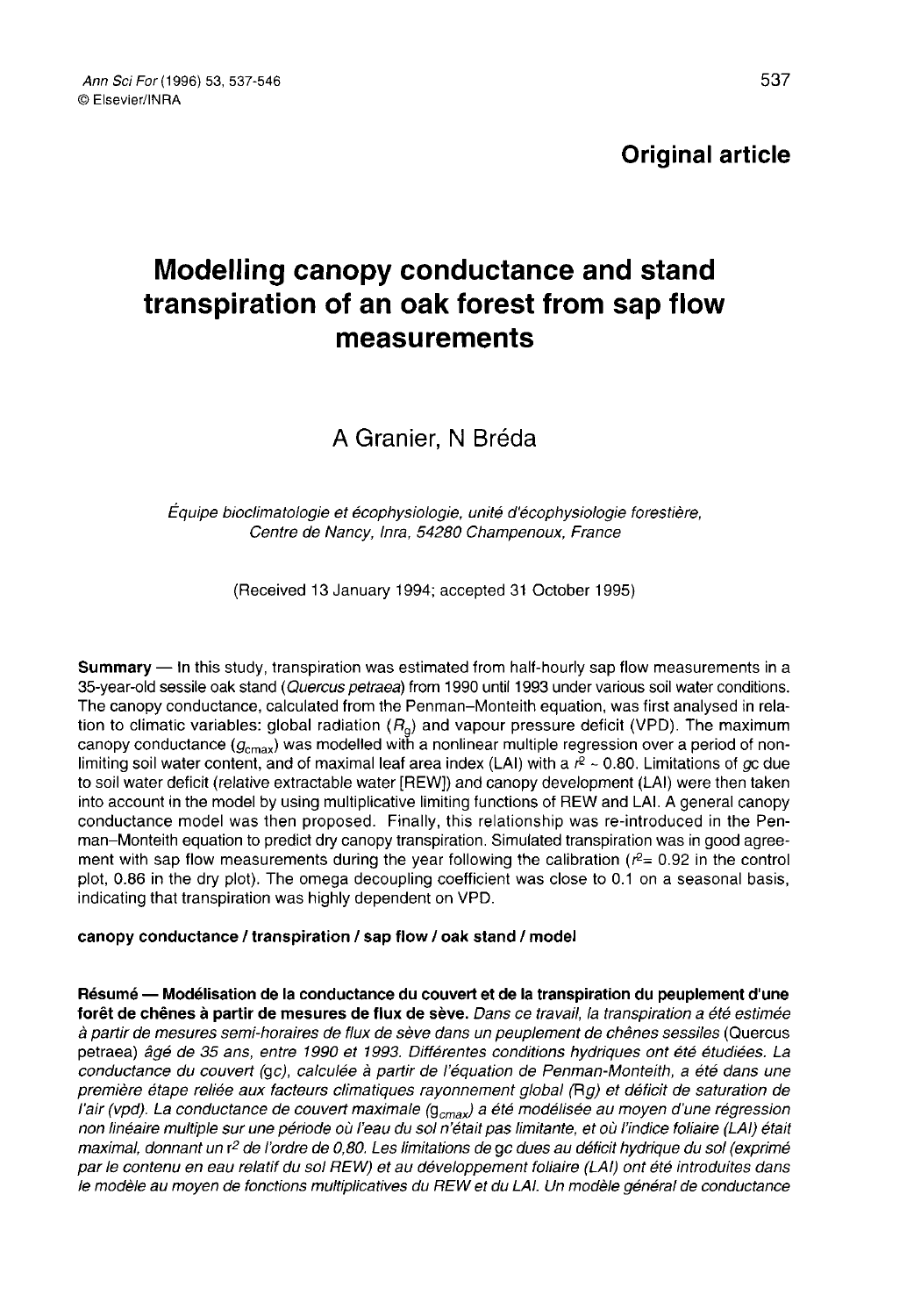## Original article

# Modelling canopy conductance and stand transpiration of an oak forest from sap flow measurements

A Granier, N Bréda

*Équipe bioclimatologie et écophysiologie, unité d'écophysiologie forestière, Centre de Nancy, Inra, 54280 Champenoux, France*

(Received 13 January 1994; accepted 31 October 1995)

**Summary** — In this study, transpiration was estimated from half-hourly sap flow measurements in a 35-year-old sessile oak stand (*Quercus petraea*) from 1990 until 1993 under various soil water conditions. The canopy conductance, calculated from the Penman–Monteith equation, was first analysed in relation to climatic variables: global radiation ($R_g$) and vapour pressure deficit (VPD). The maximum canopy conductance ($g_{cmax}$) was modelled with a nonlinear multiple regression over a period of non-limiting soil water content, and of maximal leaf area index (LAI) with a $r^2 \sim 0.80$. Limitations of $gc$ due to soil water deficit (relative extractable water [REW]) and canopy development (LAI) were then taken into account in the model by using multiplicative limiting functions of REW and LAI. A general canopy conductance model was then proposed. Finally, this relationship was re-introduced in the Penman–Monteith equation to predict dry canopy transpiration. Simulated transpiration was in good agreement with sap flow measurements during the year following the calibration ($r^2 = 0.92$ in the control plot, 0.86 in the dry plot). The omega decoupling coefficient was close to 0.1 on a seasonal basis, indicating that transpiration was highly dependent on VPD.

**canopy conductance / transpiration / sap flow / oak stand / model**

**Résumé — Modélisation de la conductance du couvert et de la transpiration du peuplement d'une forêt de chênes à partir de mesures de flux de sève.** *Dans ce travail, la transpiration a été estimée à partir de mesures semi-horaires de flux de sève dans un peuplement de chênes sessiles* (Quercus petraea) *âgé de 35 ans, entre 1990 et 1993. Différentes conditions hydriques ont été étudiées. La conductance du couvert (gc), calculée à partir de l'équation de Penman-Monteith, a été dans une première étape reliée aux facteurs climatiques rayonnement global (Rg) et déficit de saturation de l'air (vpd). La conductance de couvert maximale ($g_{cmax}$) a été modélisée au moyen d'une régression non linéaire multiple sur une période où l'eau du sol n'était pas limitante, et où l'indice foliaire (LAI) était maximal, donnant un $r^2$ de l'ordre de 0,80. Les limitations de gc dues au déficit hydrique du sol (exprimé par le contenu en eau relatif du sol REW) et au développement foliaire (LAI) ont été introduites dans le modèle au moyen de fonctions multiplicatives du REW et du LAI. Un modèle général de conductance*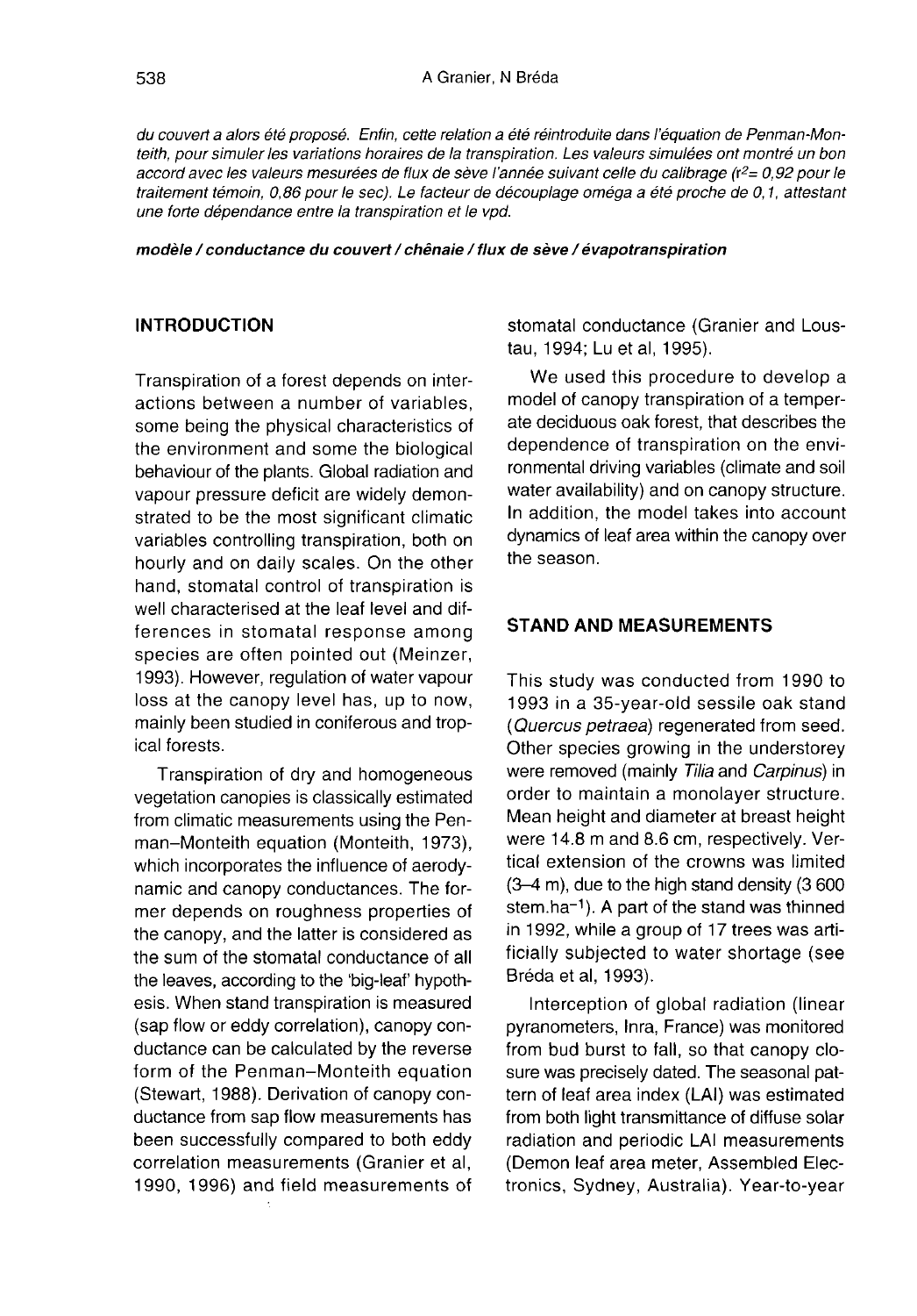*du couvert a alors été proposé. Enfin, cette relation a été réintroduite dans l'équation de Penman-Monteith, pour simuler les variations horaires de la transpiration. Les valeurs simulées ont montré un bon accord avec les valeurs mesurées de flux de sève l'année suivant celle du calibrage ($r^2$= 0,92 pour le traitement témoin, 0,86 pour le sec). Le facteur de découplage oméga a été proche de 0,1, attestant une forte dépendance entre la transpiration et le vpd.*

***modèle / conductance du couvert / chênaie / flux de sève / évapotranspiration***

## INTRODUCTION

Transpiration of a forest depends on interactions between a number of variables, some being the physical characteristics of the environment and some the biological behaviour of the plants. Global radiation and vapour pressure deficit are widely demonstrated to be the most significant climatic variables controlling transpiration, both on hourly and on daily scales. On the other hand, stomatal control of transpiration is well characterised at the leaf level and differences in stomatal response among species are often pointed out (Meinzer, 1993). However, regulation of water vapour loss at the canopy level has, up to now, mainly been studied in coniferous and tropical forests.

Transpiration of dry and homogeneous vegetation canopies is classically estimated from climatic measurements using the Penman–Monteith equation (Monteith, 1973), which incorporates the influence of aerodynamic and canopy conductances. The former depends on roughness properties of the canopy, and the latter is considered as the sum of the stomatal conductance of all the leaves, according to the 'big-leaf' hypothesis. When stand transpiration is measured (sap flow or eddy correlation), canopy conductance can be calculated by the reverse form of the Penman–Monteith equation (Stewart, 1988). Derivation of canopy conductance from sap flow measurements has been successfully compared to both eddy correlation measurements (Granier et al, 1990, 1996) and field measurements of stomatal conductance (Granier and Loustau, 1994; Lu et al, 1995).

We used this procedure to develop a model of canopy transpiration of a temperate deciduous oak forest, that describes the dependence of transpiration on the environmental driving variables (climate and soil water availability) and on canopy structure. In addition, the model takes into account dynamics of leaf area within the canopy over the season.

## STAND AND MEASUREMENTS

This study was conducted from 1990 to 1993 in a 35-year-old sessile oak stand (*Quercus petraea*) regenerated from seed. Other species growing in the understorey were removed (mainly *Tilia* and *Carpinus*) in order to maintain a monolayer structure. Mean height and diameter at breast height were 14.8 m and 8.6 cm, respectively. Vertical extension of the crowns was limited (3–4 m), due to the high stand density (3 600 stem.ha$^{-1}$). A part of the stand was thinned in 1992, while a group of 17 trees was artificially subjected to water shortage (see Bréda et al, 1993).

Interception of global radiation (linear pyranometers, Inra, France) was monitored from bud burst to fall, so that canopy closure was precisely dated. The seasonal pattern of leaf area index (LAI) was estimated from both light transmittance of diffuse solar radiation and periodic LAI measurements (Demon leaf area meter, Assembled Electronics, Sydney, Australia). Year-to-year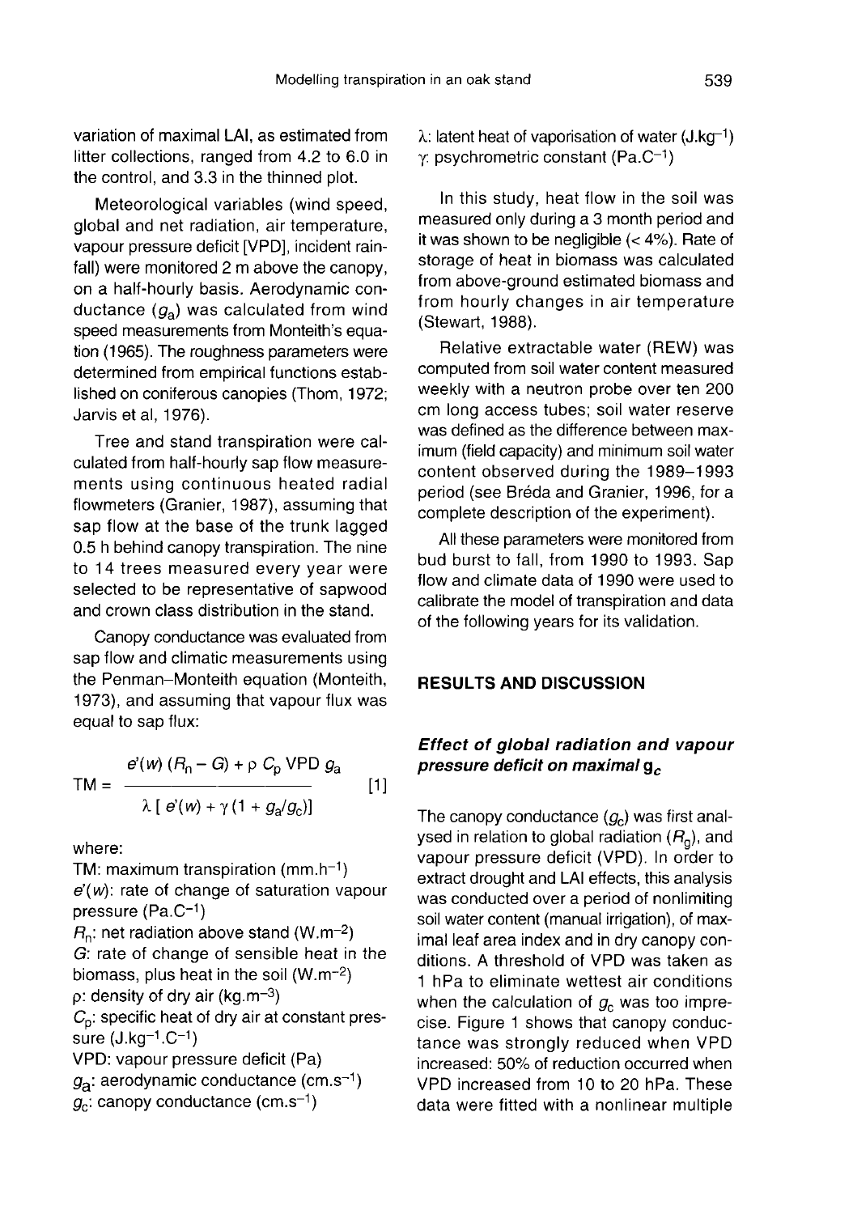variation of maximal LAI, as estimated from litter collections, ranged from 4.2 to 6.0 in the control, and 3.3 in the thinned plot.

Meteorological variables (wind speed, global and net radiation, air temperature, vapour pressure deficit [VPD], incident rainfall) were monitored 2 m above the canopy, on a half-hourly basis. Aerodynamic conductance ($g_a$) was calculated from wind speed measurements from Monteith's equation (1965). The roughness parameters were determined from empirical functions established on coniferous canopies (Thom, 1972; Jarvis et al, 1976).

Tree and stand transpiration were calculated from half-hourly sap flow measurements using continuous heated radial flowmeters (Granier, 1987), assuming that sap flow at the base of the trunk lagged 0.5 h behind canopy transpiration. The nine to 14 trees measured every year were selected to be representative of sapwood and crown class distribution in the stand.

Canopy conductance was evaluated from sap flow and climatic measurements using the Penman–Monteith equation (Monteith, 1973), and assuming that vapour flux was equal to sap flux:

$$\text{TM} = \frac{e'(w)\,(R_n - G) + \rho\, C_p\, \text{VPD}\, g_a}{\lambda\,[\,e'(w) + \gamma\,(1 + g_a/g_c)]} \qquad [1]$$

where:

TM: maximum transpiration (mm.h$^{-1}$)
$e'(w)$: rate of change of saturation vapour pressure (Pa.C$^{-1}$)
$R_n$: net radiation above stand (W.m$^{-2}$)
$G$: rate of change of sensible heat in the biomass, plus heat in the soil (W.m$^{-2}$)
$\rho$: density of dry air (kg.m$^{-3}$)
$C_p$: specific heat of dry air at constant pressure (J.kg$^{-1}$.C$^{-1}$)
VPD: vapour pressure deficit (Pa)
$g_a$: aerodynamic conductance (cm.s$^{-1}$)
$g_c$: canopy conductance (cm.s$^{-1}$)
$\lambda$: latent heat of vaporisation of water (J.kg$^{-1}$)
$\gamma$: psychrometric constant (Pa.C$^{-1}$)

In this study, heat flow in the soil was measured only during a 3 month period and it was shown to be negligible (< 4%). Rate of storage of heat in biomass was calculated from above-ground estimated biomass and from hourly changes in air temperature (Stewart, 1988).

Relative extractable water (REW) was computed from soil water content measured weekly with a neutron probe over ten 200 cm long access tubes; soil water reserve was defined as the difference between maximum (field capacity) and minimum soil water content observed during the 1989–1993 period (see Bréda and Granier, 1996, for a complete description of the experiment).

All these parameters were monitored from bud burst to fall, from 1990 to 1993. Sap flow and climate data of 1990 were used to calibrate the model of transpiration and data of the following years for its validation.

## RESULTS AND DISCUSSION

### *Effect of global radiation and vapour pressure deficit on maximal* $g_c$

The canopy conductance ($g_c$) was first analysed in relation to global radiation ($R_g$), and vapour pressure deficit (VPD). In order to extract drought and LAI effects, this analysis was conducted over a period of nonlimiting soil water content (manual irrigation), of maximal leaf area index and in dry canopy conditions. A threshold of VPD was taken as 1 hPa to eliminate wettest air conditions when the calculation of $g_c$ was too imprecise. Figure 1 shows that canopy conductance was strongly reduced when VPD increased: 50% of reduction occurred when VPD increased from 10 to 20 hPa. These data were fitted with a nonlinear multiple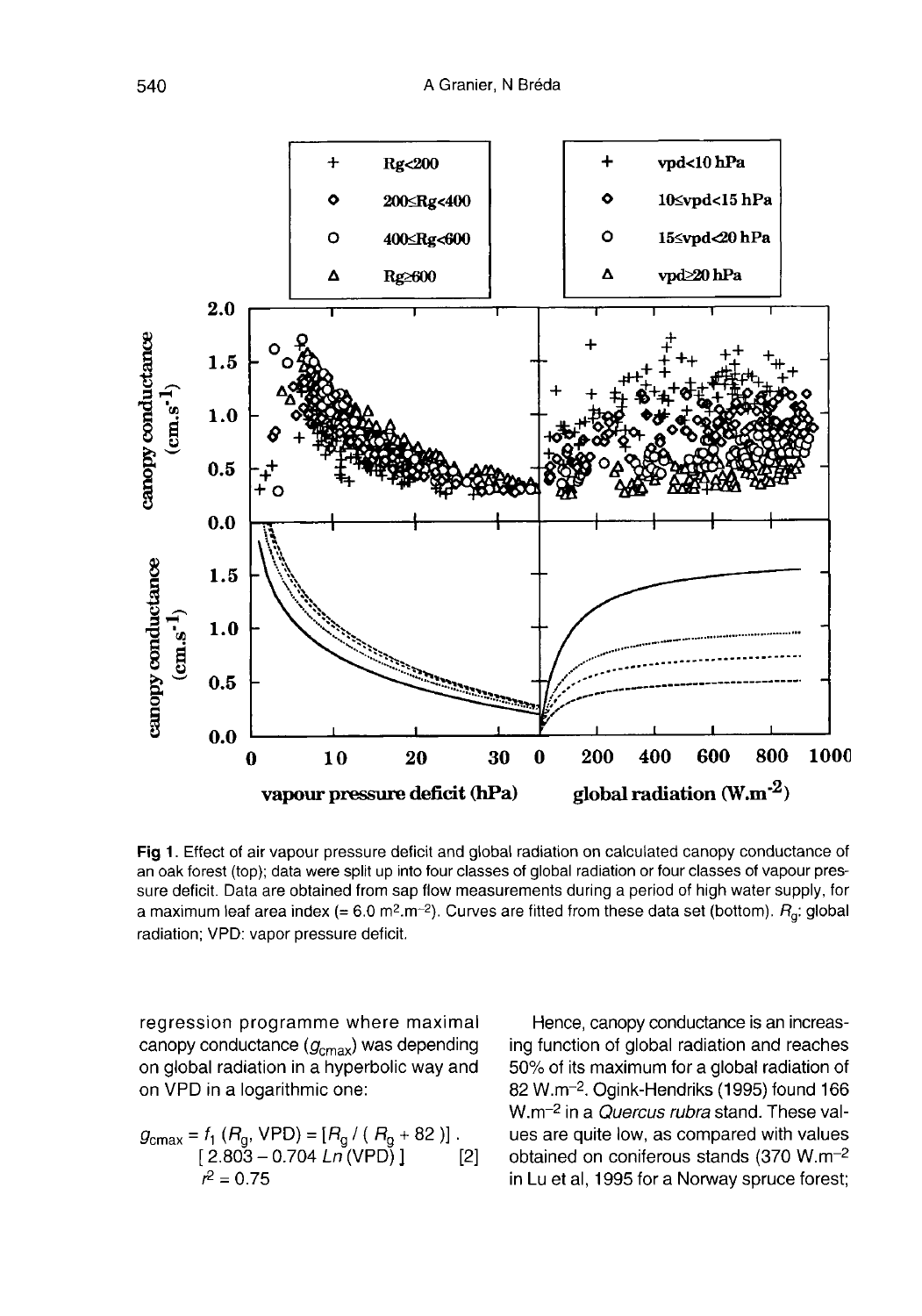**Fig 1.** Effect of air vapour pressure deficit and global radiation on calculated canopy conductance of an oak forest (top); data were split up into four classes of global radiation or four classes of vapour pressure deficit. Data are obtained from sap flow measurements during a period of high water supply, for a maximum leaf area index (= 6.0 $m^2.m^{-2}$). Curves are fitted from these data set (bottom). $R_g$: global radiation; VPD: vapor pressure deficit.

regression programme where maximal canopy conductance ($g_{cmax}$) was depending on global radiation in a hyperbolic way and on VPD in a logarithmic one:

$$g_{cmax} = f_1(R_g, \text{VPD}) = [R_g / (R_g + 82)] \cdot [2.803 - 0.704\, Ln(\text{VPD})] \quad [2]$$

$$r^2 = 0.75$$

Hence, canopy conductance is an increasing function of global radiation and reaches 50% of its maximum for a global radiation of 82 $W.m^{-2}$. Ogink-Hendriks (1995) found 166 $W.m^{-2}$ in a *Quercus rubra* stand. These values are quite low, as compared with values obtained on coniferous stands (370 $W.m^{-2}$ in Lu et al, 1995 for a Norway spruce forest;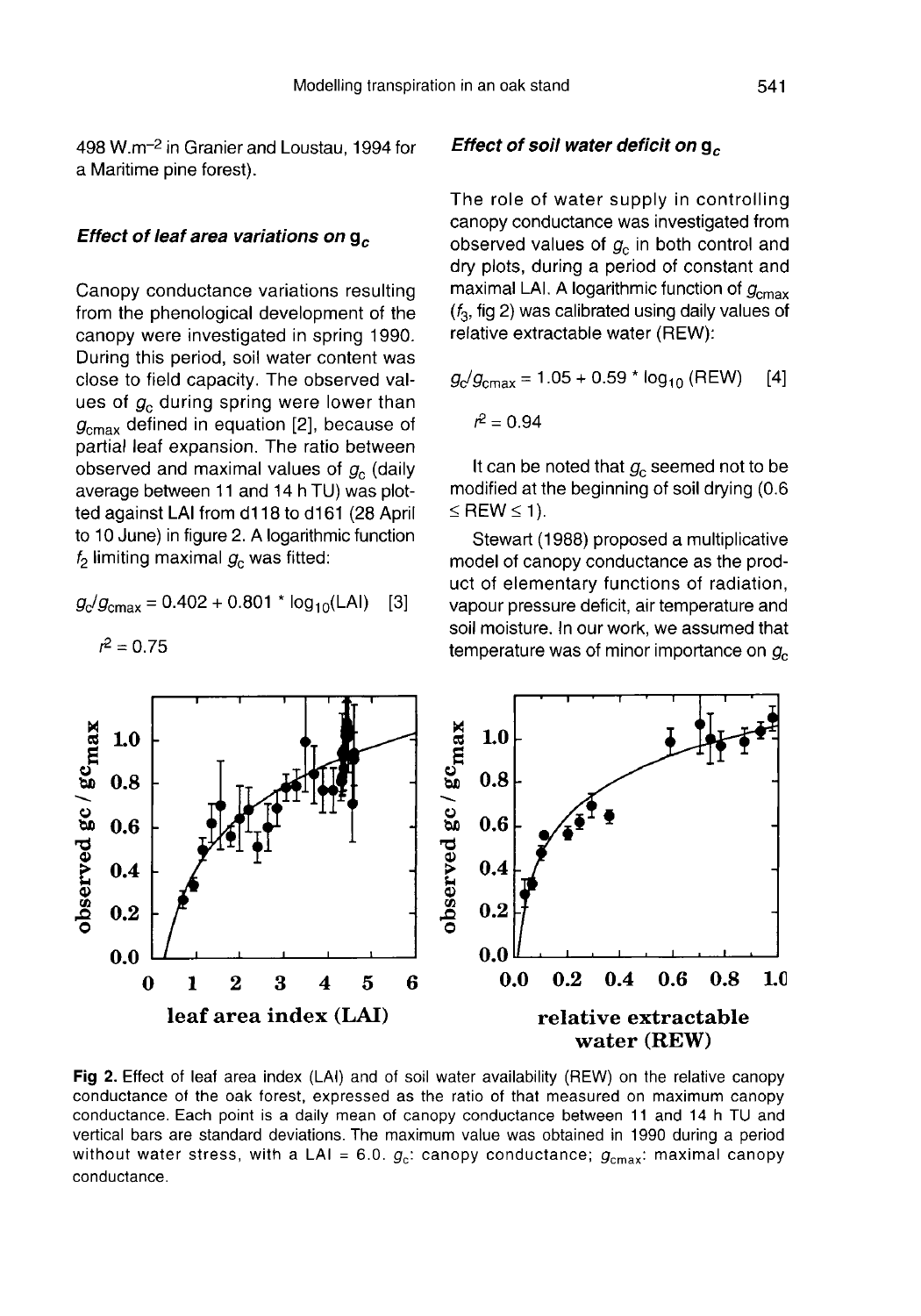498 W.m$^{-2}$ in Granier and Loustau, 1994 for a Maritime pine forest).

### *Effect of leaf area variations on* $g_c$

Canopy conductance variations resulting from the phenological development of the canopy were investigated in spring 1990. During this period, soil water content was close to field capacity. The observed values of $g_c$ during spring were lower than $g_{cmax}$ defined in equation [2], because of partial leaf expansion. The ratio between observed and maximal values of $g_c$ (daily average between 11 and 14 h TU) was plotted against LAI from d118 to d161 (28 April to 10 June) in figure 2. A logarithmic function $f_2$ limiting maximal $g_c$ was fitted:

$$g_c/g_{cmax} = 0.402 + 0.801 * \log_{10}(\mathrm{LAI}) \quad [3]$$

$r^2 = 0.75$

### *Effect of soil water deficit on* $g_c$

The role of water supply in controlling canopy conductance was investigated from observed values of $g_c$ in both control and dry plots, during a period of constant and maximal LAI. A logarithmic function of $g_{cmax}$ ($f_3$, fig 2) was calibrated using daily values of relative extractable water (REW):

$$g_c/g_{cmax} = 1.05 + 0.59 * \log_{10}(\mathrm{REW}) \quad [4]$$

$r^2 = 0.94$

It can be noted that $g_c$ seemed not to be modified at the beginning of soil drying ($0.6 \leq \mathrm{REW} \leq 1$).

Stewart (1988) proposed a multiplicative model of canopy conductance as the product of elementary functions of radiation, vapour pressure deficit, air temperature and soil moisture. In our work, we assumed that temperature was of minor importance on $g_c$

**Fig 2.** Effect of leaf area index (LAI) and of soil water availability (REW) on the relative canopy conductance of the oak forest, expressed as the ratio of that measured on maximum canopy conductance. Each point is a daily mean of canopy conductance between 11 and 14 h TU and vertical bars are standard deviations. The maximum value was obtained in 1990 during a period without water stress, with a LAI = 6.0. $g_c$: canopy conductance; $g_{cmax}$: maximal canopy conductance.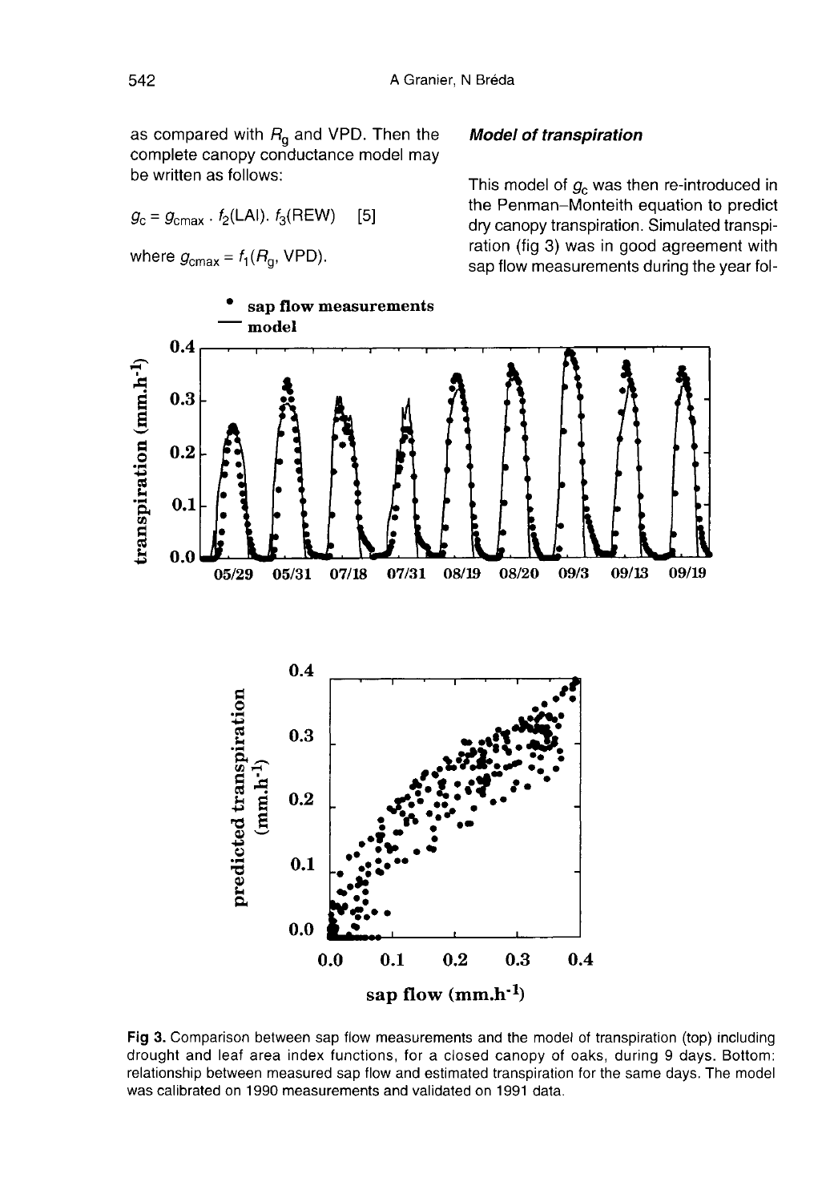as compared with $R_g$ and VPD. Then the complete canopy conductance model may be written as follows:

$$g_c = g_{cmax} \cdot f_2(\text{LAI}) \cdot f_3(\text{REW}) \quad [5]$$

where $g_{cmax} = f_1(R_g, \text{VPD})$.

### *Model of transpiration*

This model of $g_c$ was then re-introduced in the Penman–Monteith equation to predict dry canopy transpiration. Simulated transpiration (fig 3) was in good agreement with sap flow measurements during the year fol-

• sap flow measurements
— model

transpiration (mm.h$^{-1}$)

0.4
0.3
0.2
0.1
0.0

05/29 05/31 07/18 07/31 08/19 08/20 09/3 09/13 09/19

predicted transpiration (mm.h$^{-1}$)

0.4
0.3
0.2
0.1
0.0

0.0 0.1 0.2 0.3 0.4

sap flow (mm.h$^{-1}$)

**Fig 3.** Comparison between sap flow measurements and the model of transpiration (top) including drought and leaf area index functions, for a closed canopy of oaks, during 9 days. Bottom: relationship between measured sap flow and estimated transpiration for the same days. The model was calibrated on 1990 measurements and validated on 1991 data.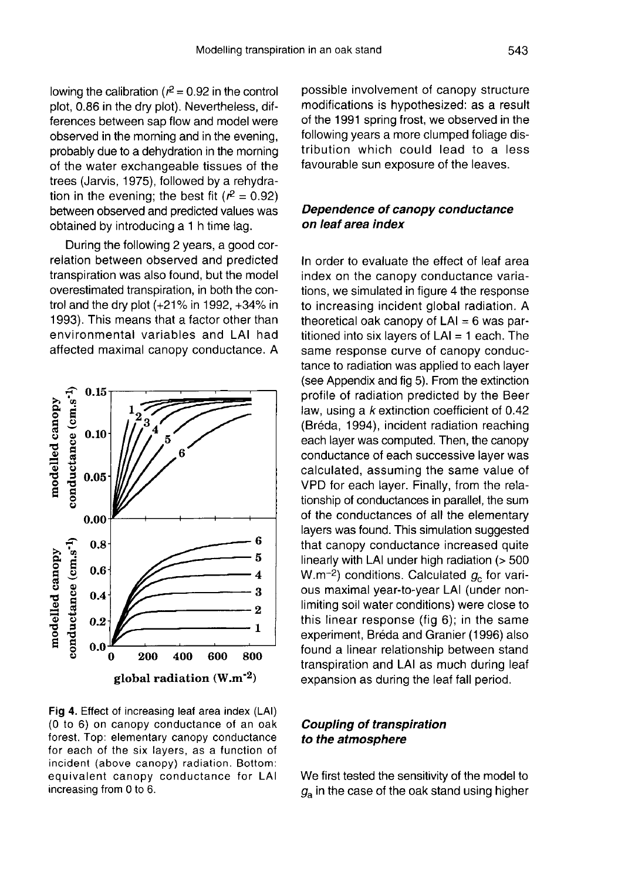lowing the calibration ($r^2 = 0.92$ in the control plot, 0.86 in the dry plot). Nevertheless, differences between sap flow and model were observed in the morning and in the evening, probably due to a dehydration in the morning of the water exchangeable tissues of the trees (Jarvis, 1975), followed by a rehydration in the evening; the best fit ($r^2 = 0.92$) between observed and predicted values was obtained by introducing a 1 h time lag.

During the following 2 years, a good correlation between observed and predicted transpiration was also found, but the model overestimated transpiration, in both the control and the dry plot (+21% in 1992, +34% in 1993). This means that a factor other than environmental variables and LAI had affected maximal canopy conductance. A possible involvement of canopy structure modifications is hypothesized: as a result of the 1991 spring frost, we observed in the following years a more clumped foliage distribution which could lead to a less favourable sun exposure of the leaves.

modelled canopy conductance (cm.s$^{-1}$)

0.15
0.10
0.05
0.00

1 2 3 4 5 6

modelled canopy conductance (cm.s$^{-1}$)

0.8
0.6
0.4
0.2
0.0

6 5 4 3 2 1

0 200 400 600 800

global radiation (W.m$^{-2}$)

**Fig 4.** Effect of increasing leaf area index (LAI) (0 to 6) on canopy conductance of an oak forest. Top: elementary canopy conductance for each of the six layers, as a function of incident (above canopy) radiation. Bottom: equivalent canopy conductance for LAI increasing from 0 to 6.

### *Dependence of canopy conductance on leaf area index*

In order to evaluate the effect of leaf area index on the canopy conductance variations, we simulated in figure 4 the response to increasing incident global radiation. A theoretical oak canopy of LAI = 6 was partitioned into six layers of LAI = 1 each. The same response curve of canopy conductance to radiation was applied to each layer (see Appendix and fig 5). From the extinction profile of radiation predicted by the Beer law, using a $k$ extinction coefficient of 0.42 (Bréda, 1994), incident radiation reaching each layer was computed. Then, the canopy conductance of each successive layer was calculated, assuming the same value of VPD for each layer. Finally, from the relationship of conductances in parallel, the sum of the conductances of all the elementary layers was found. This simulation suggested that canopy conductance increased quite linearly with LAI under high radiation (> 500 W.m$^{-2}$) conditions. Calculated $g_c$ for various maximal year-to-year LAI (under non-limiting soil water conditions) were close to this linear response (fig 6); in the same experiment, Bréda and Granier (1996) also found a linear relationship between stand transpiration and LAI as much during leaf expansion as during the leaf fall period.

### *Coupling of transpiration to the atmosphere*

We first tested the sensitivity of the model to $g_a$ in the case of the oak stand using higher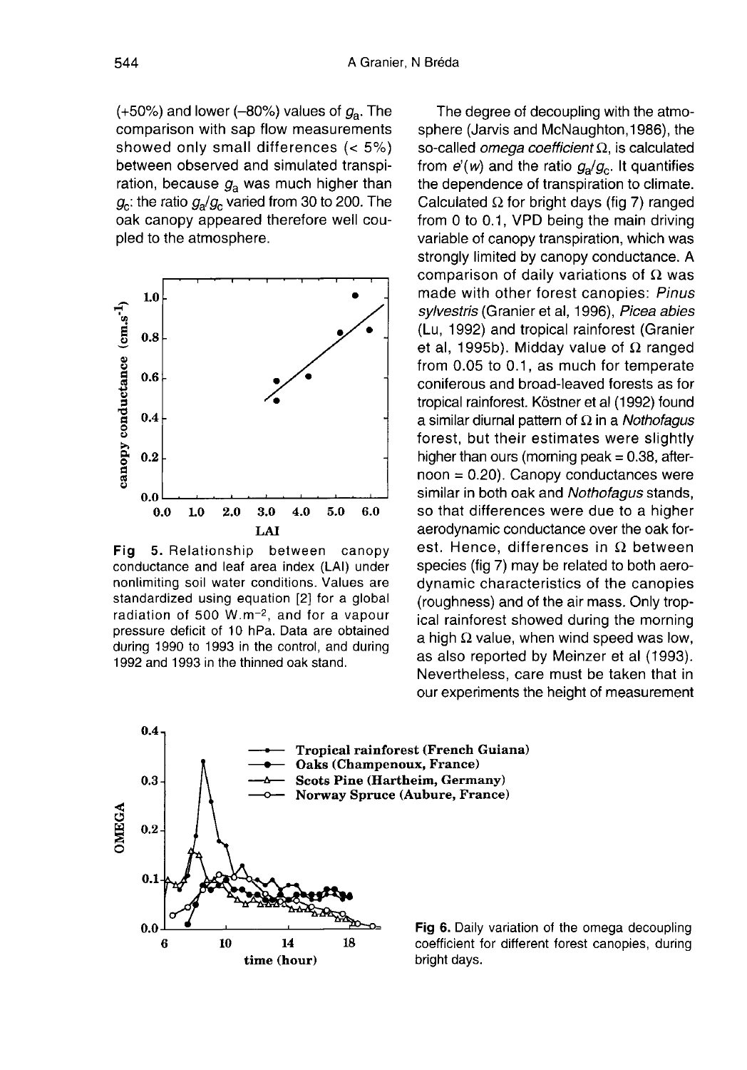(+50%) and lower (–80%) values of $g_a$. The comparison with sap flow measurements showed only small differences (< 5%) between observed and simulated transpiration, because $g_a$ was much higher than $g_c$: the ratio $g_a/g_c$ varied from 30 to 200. The oak canopy appeared therefore well coupled to the atmosphere.

canopy conductance (cm.s$^{-1}$)

1.0
0.8
0.6
0.4
0.2
0.0

0.0 1.0 2.0 3.0 4.0 5.0 6.0

LAI

**Fig 5.** Relationship between canopy conductance and leaf area index (LAI) under nonlimiting soil water conditions. Values are standardized using equation [2] for a global radiation of 500 W.m$^{-2}$, and for a vapour pressure deficit of 10 hPa. Data are obtained during 1990 to 1993 in the control, and during 1992 and 1993 in the thinned oak stand.

The degree of decoupling with the atmosphere (Jarvis and McNaughton,1986), the so-called *omega coefficient* $\Omega$, is calculated from $e'(w)$ and the ratio $g_a/g_c$. It quantifies the dependence of transpiration to climate. Calculated $\Omega$ for bright days (fig 7) ranged from 0 to 0.1, VPD being the main driving variable of canopy transpiration, which was strongly limited by canopy conductance. A comparison of daily variations of $\Omega$ was made with other forest canopies: *Pinus sylvestris* (Granier et al, 1996), *Picea abies* (Lu, 1992) and tropical rainforest (Granier et al, 1995b). Midday value of $\Omega$ ranged from 0.05 to 0.1, as much for temperate coniferous and broad-leaved forests as for tropical rainforest. Köstner et al (1992) found a similar diurnal pattern of $\Omega$ in a *Nothofagus* forest, but their estimates were slightly higher than ours (morning peak = 0.38, afternoon = 0.20). Canopy conductances were similar in both oak and *Nothofagus* stands, so that differences were due to a higher aerodynamic conductance over the oak forest. Hence, differences in $\Omega$ between species (fig 7) may be related to both aerodynamic characteristics of the canopies (roughness) and of the air mass. Only tropical rainforest showed during the morning a high $\Omega$ value, when wind speed was low, as also reported by Meinzer et al (1993). Nevertheless, care must be taken that in our experiments the height of measurement

OMEGA

0.4
0.3
0.2
0.1
0.0

6 10 14 18

time (hour)

Tropical rainforest (French Guiana)
Oaks (Champenoux, France)
Scots Pine (Hartheim, Germany)
Norway Spruce (Aubure, France)

**Fig 6.** Daily variation of the omega decoupling coefficient for different forest canopies, during bright days.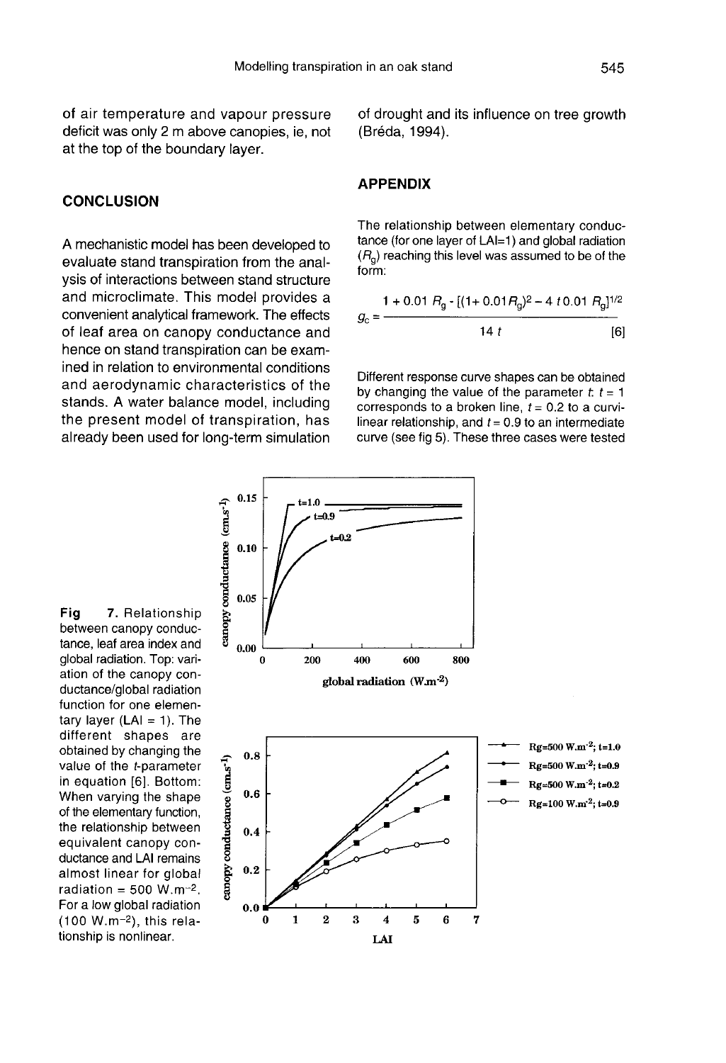of air temperature and vapour pressure deficit was only 2 m above canopies, ie, not at the top of the boundary layer.

## CONCLUSION

A mechanistic model has been developed to evaluate stand transpiration from the analysis of interactions between stand structure and microclimate. This model provides a convenient analytical framework. The effects of leaf area on canopy conductance and hence on stand transpiration can be examined in relation to environmental conditions and aerodynamic characteristics of the stands. A water balance model, including the present model of transpiration, has already been used for long-term simulation of drought and its influence on tree growth (Bréda, 1994).

## APPENDIX

The relationship between elementary conductance (for one layer of LAI=1) and global radiation ($R_g$) reaching this level was assumed to be of the form:

$$g_c = \frac{1 + 0.01\,R_g - [(1 + 0.01\,R_g)^2 - 4\,t\,0.01\,R_g]^{1/2}}{14\,t} \qquad [6]$$

Different response curve shapes can be obtained by changing the value of the parameter $t$: $t = 1$ corresponds to a broken line, $t = 0.2$ to a curvilinear relationship, and $t = 0.9$ to an intermediate curve (see fig 5). These three cases were tested

canopy conductance (cm.s$^{-1}$)
0.15
0.10
0.05
0.00
0 200 400 600 800
global radiation (W.m$^{-2}$)
t=1.0
t=0.9
t=0.2

canopy conductance (cm.s$^{-1}$)
0.8
0.6
0.4
0.2
0.0
0 1 2 3 4 5 6 7
LAI
Rg=500 W.m$^{-2}$; t=1.0
Rg=500 W.m$^{-2}$; t=0.9
Rg=500 W.m$^{-2}$; t=0.2
Rg=100 W.m$^{-2}$; t=0.9

**Fig 7.** Relationship between canopy conductance, leaf area index and global radiation. Top: variation of the canopy conductance/global radiation function for one elementary layer (LAI = 1). The different shapes are obtained by changing the value of the $t$-parameter in equation [6]. Bottom: When varying the shape of the elementary function, the relationship between equivalent canopy conductance and LAI remains almost linear for global radiation = 500 W.m$^{-2}$. For a low global radiation (100 W.m$^{-2}$), this relationship is nonlinear.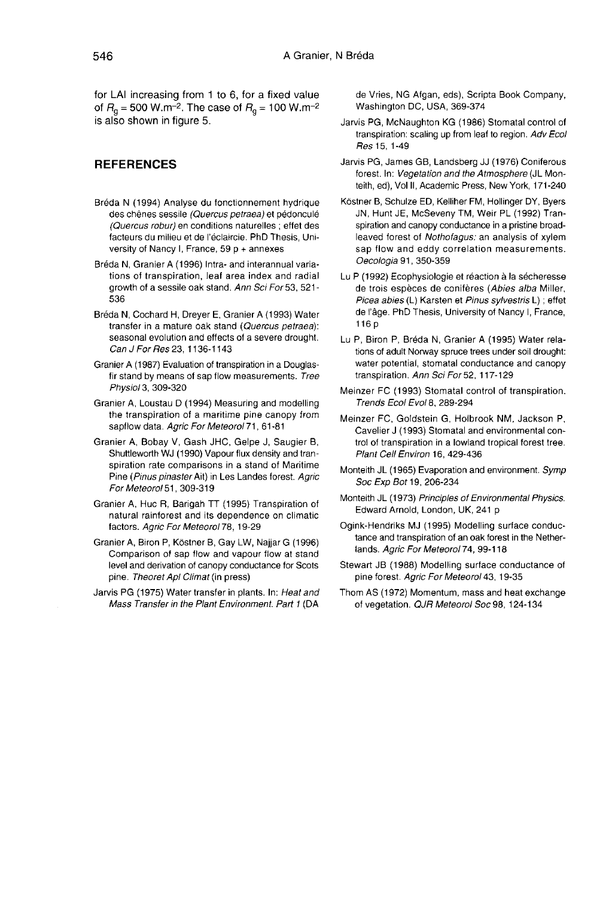for LAI increasing from 1 to 6, for a fixed value of $R_g = 500\ W.m^{-2}$. The case of $R_g = 100\ W.m^{-2}$ is also shown in figure 5.

## REFERENCES

Bréda N (1994) Analyse du fonctionnement hydrique des chênes sessile *(Quercus petraea)* et pédonculé *(Quercus robur)* en conditions naturelles ; effet des facteurs du milieu et de l'éclaircie. PhD Thesis, University of Nancy I, France, 59 p + annexes

Bréda N, Granier A (1996) Intra- and interannual variations of transpiration, leaf area index and radial growth of a sessile oak stand. *Ann Sci For* 53, 521-536

Bréda N, Cochard H, Dreyer E, Granier A (1993) Water transfer in a mature oak stand (*Quercus petraea*): seasonal evolution and effects of a severe drought. *Can J For Res* 23, 1136-1143

Granier A (1987) Evaluation of transpiration in a Douglas-fir stand by means of sap flow measurements. *Tree Physiol* 3, 309-320

Granier A, Loustau D (1994) Measuring and modelling the transpiration of a maritime pine canopy from sapflow data. *Agric For Meteorol* 71, 61-81

Granier A, Bobay V, Gash JHC, Gelpe J, Saugier B, Shuttleworth WJ (1990) Vapour flux density and transpiration rate comparisons in a stand of Maritime Pine (*Pinus pinaster* Ait) in Les Landes forest. *Agric For Meteorol* 51, 309-319

Granier A, Huc R, Barigah TT (1995) Transpiration of natural rainforest and its dependence on climatic factors. *Agric For Meteorol* 78, 19-29

Granier A, Biron P, Köstner B, Gay LW, Najjar G (1996) Comparison of sap flow and vapour flow at stand level and derivation of canopy conductance for Scots pine. *Theoret Apl Climat* (in press)

Jarvis PG (1975) Water transfer in plants. In: *Heat and Mass Transfer in the Plant Environment. Part 1* (DA de Vries, NG Afgan, eds), Scripta Book Company, Washington DC, USA, 369-374

Jarvis PG, McNaughton KG (1986) Stomatal control of transpiration: scaling up from leaf to region. *Adv Ecol Res* 15, 1-49

Jarvis PG, James GB, Landsberg JJ (1976) Coniferous forest. In: *Vegetation and the Atmosphere* (JL Monteith, ed), Vol II, Academic Press, New York, 171-240

Köstner B, Schulze ED, Kelliher FM, Hollinger DY, Byers JN, Hunt JE, McSeveny TM, Weir PL (1992) Transpiration and canopy conductance in a pristine broad-leaved forest of *Nothofagus:* an analysis of xylem sap flow and eddy correlation measurements. *Oecologia* 91, 350-359

Lu P (1992) Ecophysiologie et réaction à la sécheresse de trois espèces de conifères (*Abies alba* Miller, *Picea abies* (L) Karsten et *Pinus sylvestris* L) ; effet de l'âge. PhD Thesis, University of Nancy I, France, 116 p

Lu P, Biron P, Bréda N, Granier A (1995) Water relations of adult Norway spruce trees under soil drought: water potential, stomatal conductance and canopy transpiration. *Ann Sci For* 52, 117-129

Meinzer FC (1993) Stomatal control of transpiration. *Trends Ecol Evol* 8, 289-294

Meinzer FC, Goldstein G, Holbrook NM, Jackson P, Cavelier J (1993) Stomatal and environmental control of transpiration in a lowland tropical forest tree. *Plant Cell Environ* 16, 429-436

Monteith JL (1965) Evaporation and environment. *Symp Soc Exp Bot* 19, 206-234

Monteith JL (1973) *Principles of Environmental Physics.* Edward Arnold, London, UK, 241 p

Ogink-Hendriks MJ (1995) Modelling surface conductance and transpiration of an oak forest in the Netherlands. *Agric For Meteorol* 74, 99-118

Stewart JB (1988) Modelling surface conductance of pine forest. *Agric For Meteorol* 43, 19-35

Thom AS (1972) Momentum, mass and heat exchange of vegetation. *QJR Meteorol Soc* 98, 124-134